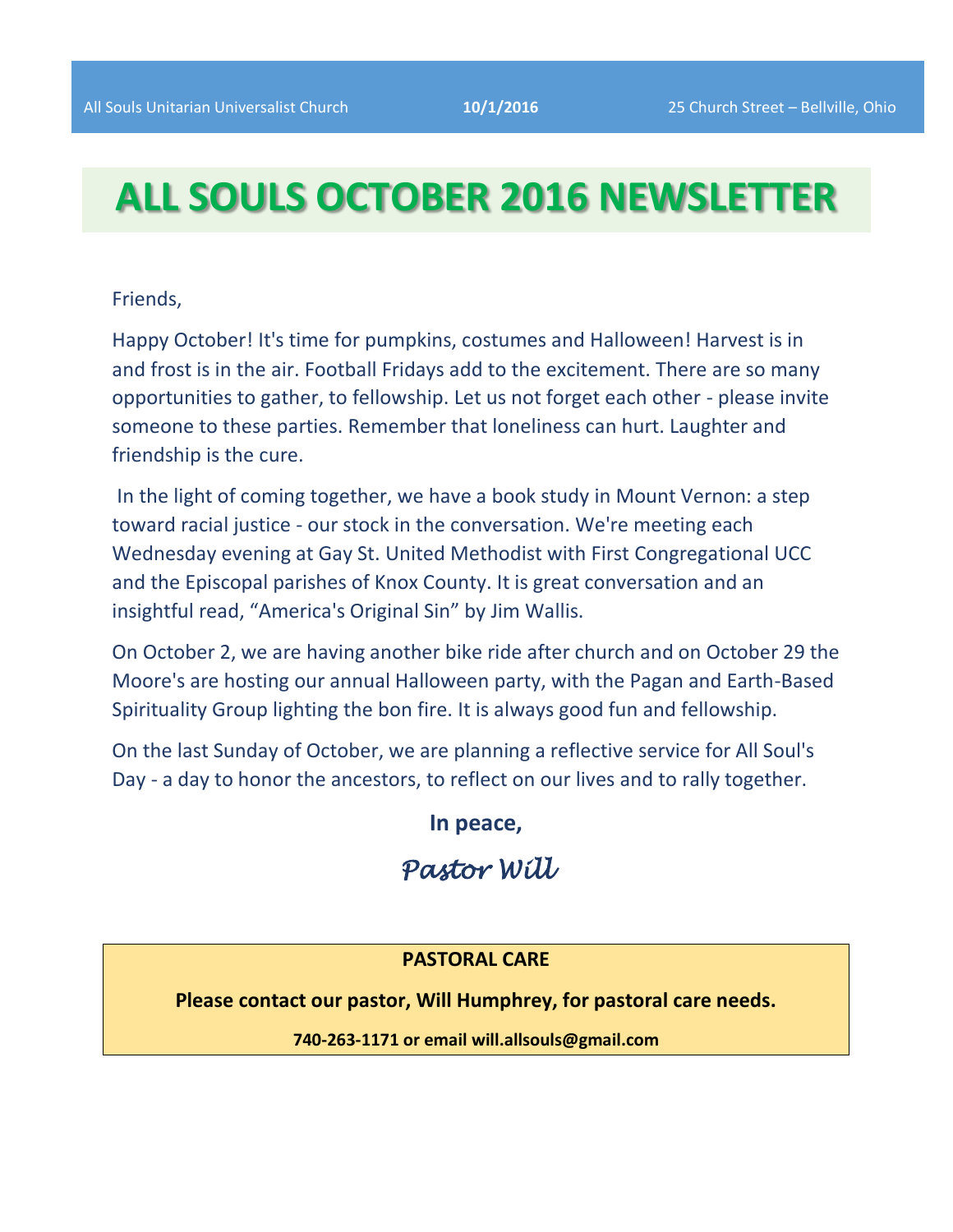All Souls Unitarian Universalist Church **10/1/2016** 25 Church Street – Bellville, Ohio

# ALL SOULS OCTOBER 2016 NEWSLETTER

Friends,

Happy October! It's time for pumpkins, costumes and Halloween! Harvest is in and frost is in the air. Football Fridays add to the excitement. There are so many opportunities to gather, to fellowship. Let us not forget each other - please invite someone to these parties. Remember that loneliness can hurt. Laughter and friendship is the cure.

In the light of coming together, we have a book study in Mount Vernon: a step toward racial justice - our stock in the conversation. We're meeting each Wednesday evening at Gay St. United Methodist with First Congregational UCC and the Episcopal parishes of Knox County. It is great conversation and an insightful read, "America's Original Sin" by Jim Wallis.

On October 2, we are having another bike ride after church and on October 29 the Moore's are hosting our annual Halloween party, with the Pagan and Earth-Based Spirituality Group lighting the bon fire. It is always good fun and fellowship.

On the last Sunday of October, we are planning a reflective service for All Soul's Day - a day to honor the ancestors, to reflect on our lives and to rally together.

**In peace,**

*Pastor Will*

**PASTORAL CARE**

**Please contact our pastor, Will Humphrey, for pastoral care needs.**

**740-263-1171 or email will.allsouls@gmail.com**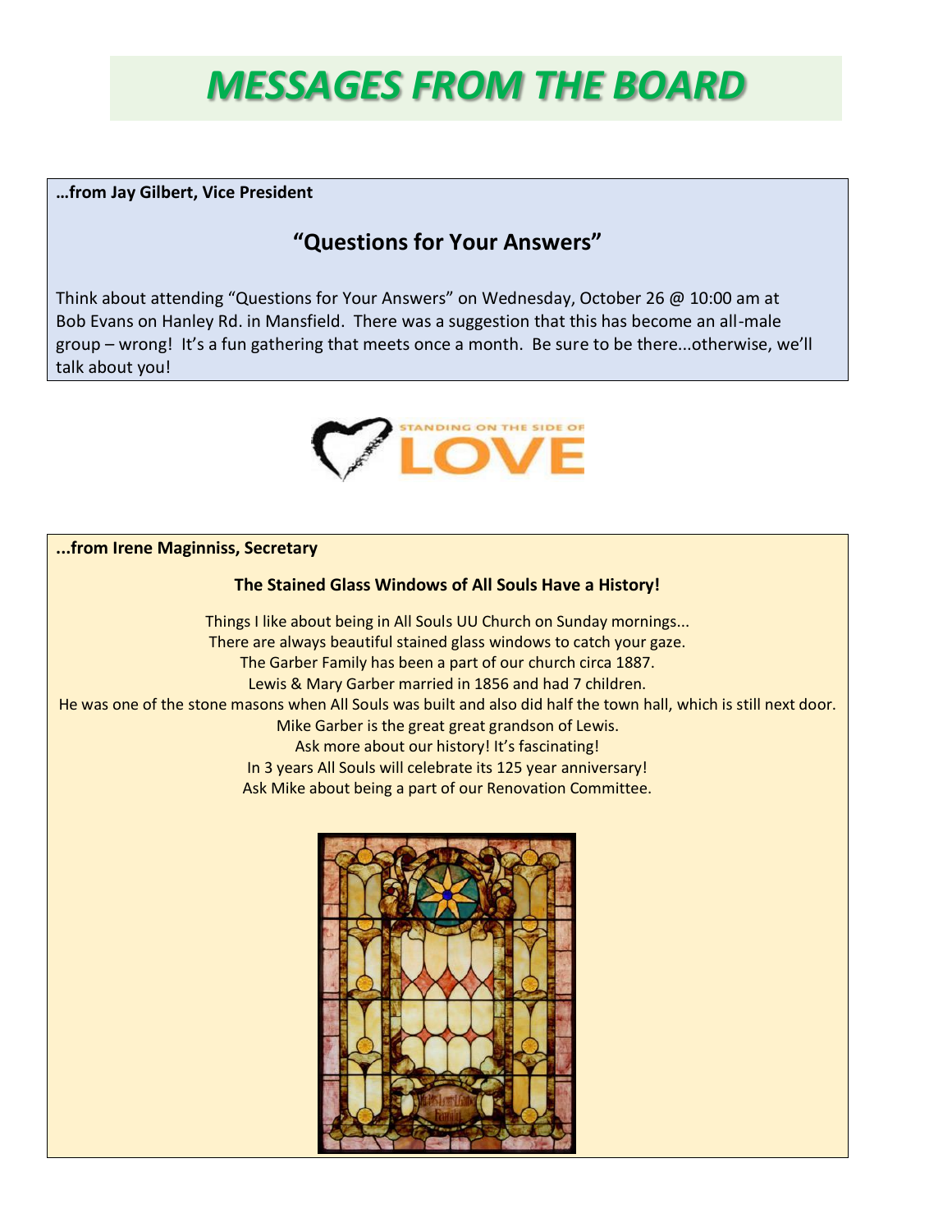# MESSAGES FROM THE BOARD

**…from Jay Gilbert, Vice President**

## "Questions for Your Answers"

Think about attending "Questions for Your Answers" on Wednesday, October 26 @ 10:00 am at Bob Evans on Hanley Rd. in Mansfield. There was a suggestion that this has become an all-male group – wrong! It's a fun gathering that meets once a month. Be sure to be there...otherwise, we'll talk about you!

**...from Irene Maginniss, Secretary**

**The Stained Glass Windows of All Souls Have a History!**

Things I like about being in All Souls UU Church on Sunday mornings...
There are always beautiful stained glass windows to catch your gaze.
The Garber Family has been a part of our church circa 1887.
Lewis & Mary Garber married in 1856 and had 7 children.
He was one of the stone masons when All Souls was built and also did half the town hall, which is still next door.
Mike Garber is the great great grandson of Lewis.
Ask more about our history! It's fascinating!
In 3 years All Souls will celebrate its 125 year anniversary!
Ask Mike about being a part of our Renovation Committee.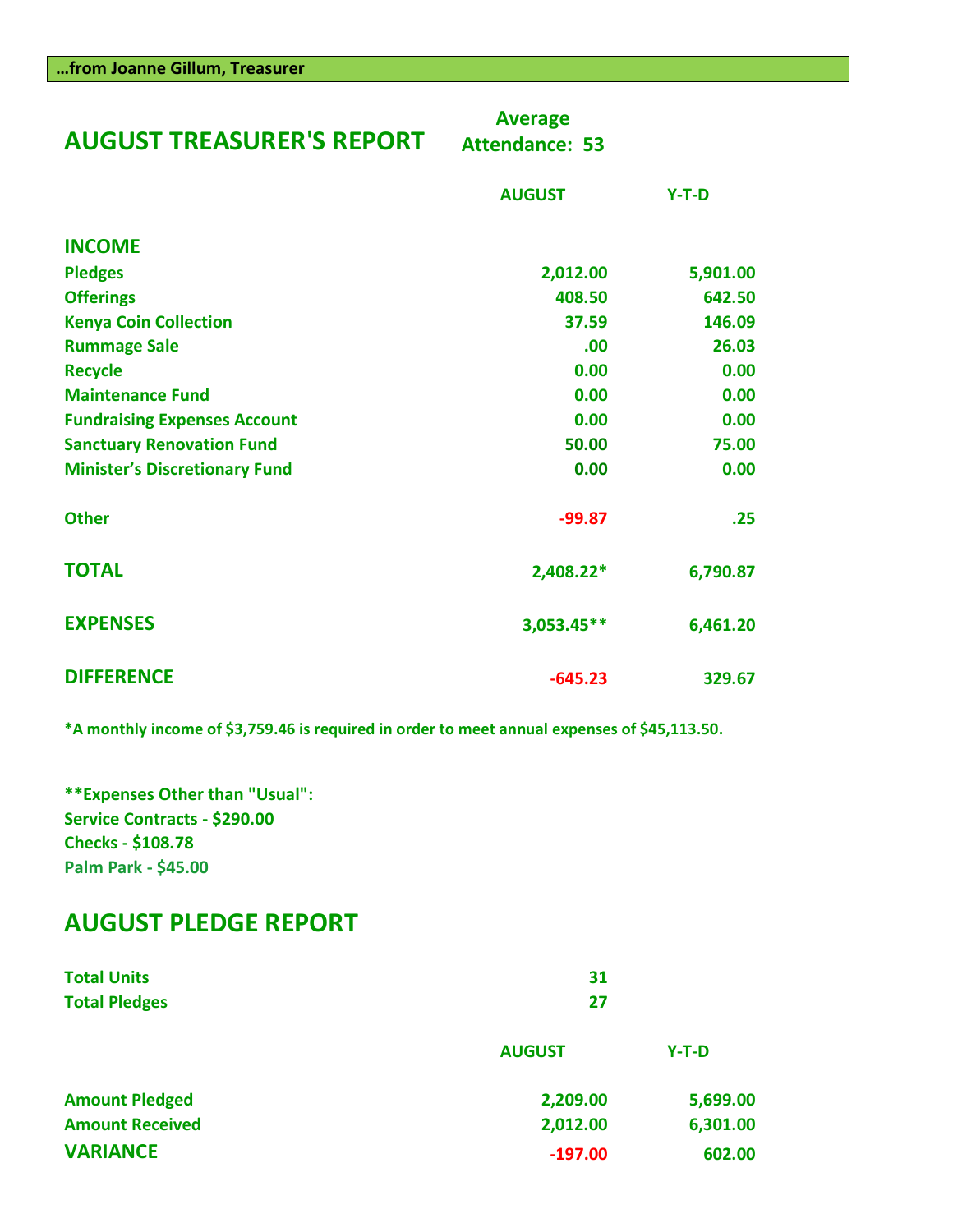**…from Joanne Gillum, Treasurer**

## AUGUST TREASURER'S REPORT

**Average Attendance: 53**

| | AUGUST | Y-T-D |
|---|---|---|
| **INCOME** | | |
| Pledges | 2,012.00 | 5,901.00 |
| Offerings | 408.50 | 642.50 |
| Kenya Coin Collection | 37.59 | 146.09 |
| Rummage Sale | .00 | 26.03 |
| Recycle | 0.00 | 0.00 |
| Maintenance Fund | 0.00 | 0.00 |
| Fundraising Expenses Account | 0.00 | 0.00 |
| Sanctuary Renovation Fund | 50.00 | 75.00 |
| Minister's Discretionary Fund | 0.00 | 0.00 |
| Other | -99.87 | .25 |
| **TOTAL** | 2,408.22* | 6,790.87 |
| **EXPENSES** | 3,053.45** | 6,461.20 |
| **DIFFERENCE** | -645.23 | 329.67 |

*A monthly income of $3,759.46 is required in order to meet annual expenses of $45,113.50.

**Expenses Other than "Usual":
Service Contracts - $290.00
Checks - $108.78
Palm Park - $45.00

## AUGUST PLEDGE REPORT

| | |
|---|---|
| Total Units | 31 |
| Total Pledges | 27 |

| | AUGUST | Y-T-D |
|---|---|---|
| Amount Pledged | 2,209.00 | 5,699.00 |
| Amount Received | 2,012.00 | 6,301.00 |
| **VARIANCE** | -197.00 | 602.00 |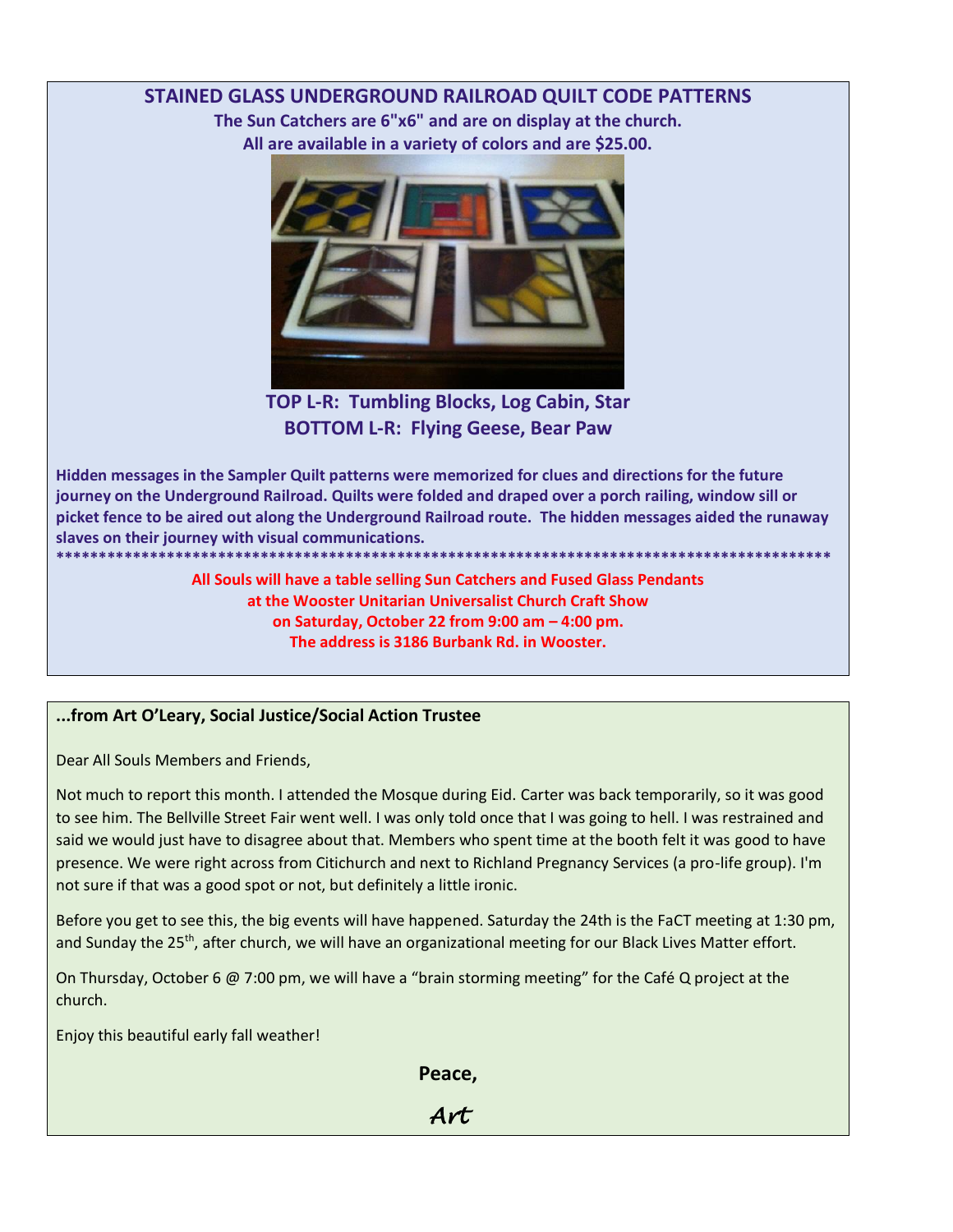## STAINED GLASS UNDERGROUND RAILROAD QUILT CODE PATTERNS

**The Sun Catchers are 6"x6" and are on display at the church.**
**All are available in a variety of colors and are $25.00.**

**TOP L-R: Tumbling Blocks, Log Cabin, Star**
**BOTTOM L-R: Flying Geese, Bear Paw**

**Hidden messages in the Sampler Quilt patterns were memorized for clues and directions for the future journey on the Underground Railroad. Quilts were folded and draped over a porch railing, window sill or picket fence to be aired out along the Underground Railroad route. The hidden messages aided the runaway slaves on their journey with visual communications.**

******************************************************************************************

**All Souls will have a table selling Sun Catchers and Fused Glass Pendants at the Wooster Unitarian Universalist Church Craft Show on Saturday, October 22 from 9:00 am – 4:00 pm. The address is 3186 Burbank Rd. in Wooster.**

---

### ...from Art O'Leary, Social Justice/Social Action Trustee

Dear All Souls Members and Friends,

Not much to report this month. I attended the Mosque during Eid. Carter was back temporarily, so it was good to see him. The Bellville Street Fair went well. I was only told once that I was going to hell. I was restrained and said we would just have to disagree about that. Members who spent time at the booth felt it was good to have presence. We were right across from Citichurch and next to Richland Pregnancy Services (a pro-life group). I'm not sure if that was a good spot or not, but definitely a little ironic.

Before you get to see this, the big events will have happened. Saturday the 24th is the FaCT meeting at 1:30 pm, and Sunday the 25th, after church, we will have an organizational meeting for our Black Lives Matter effort.

On Thursday, October 6 @ 7:00 pm, we will have a "brain storming meeting" for the Café Q project at the church.

Enjoy this beautiful early fall weather!

**Peace,**

*Art*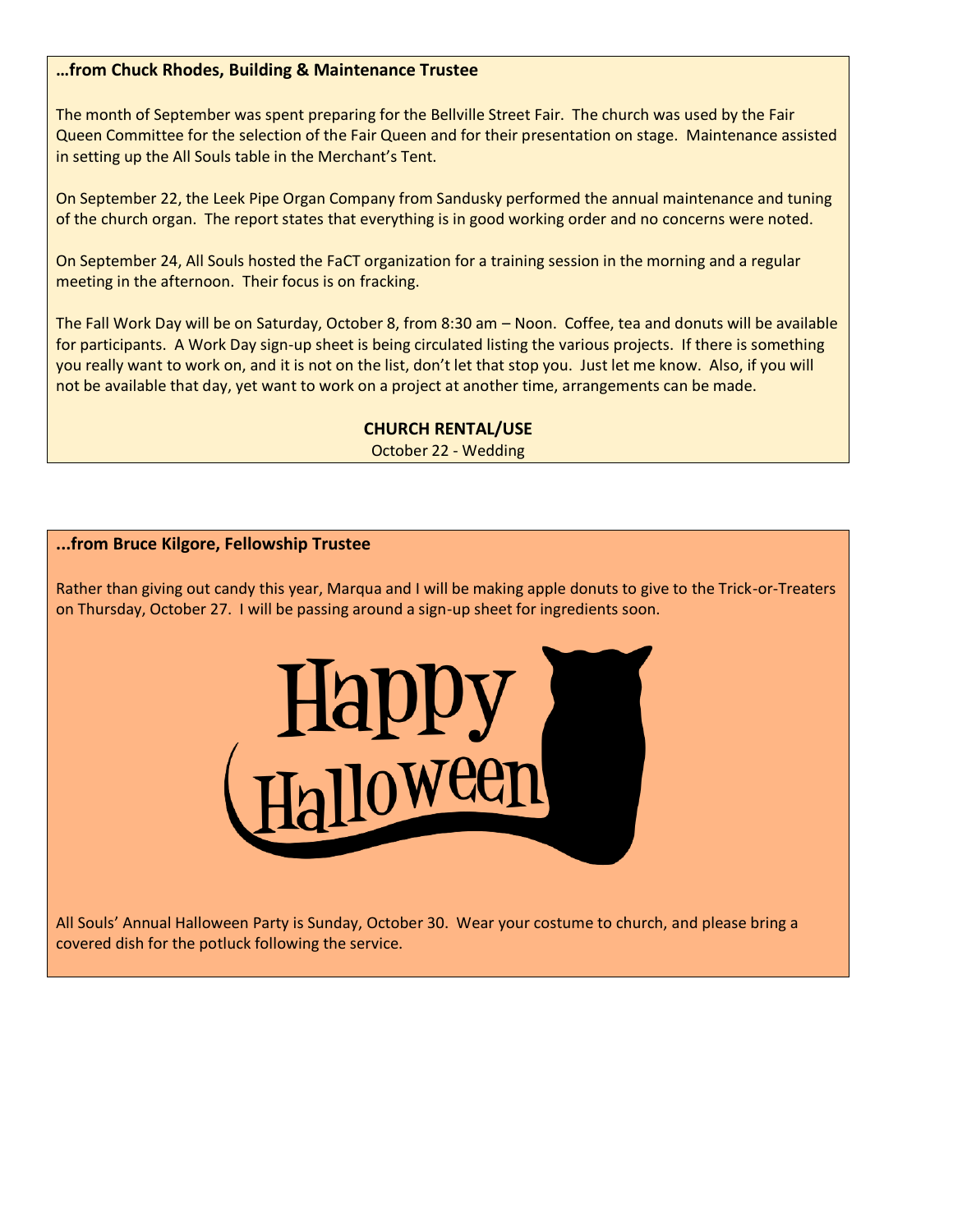**…from Chuck Rhodes, Building & Maintenance Trustee**

The month of September was spent preparing for the Bellville Street Fair. The church was used by the Fair Queen Committee for the selection of the Fair Queen and for their presentation on stage. Maintenance assisted in setting up the All Souls table in the Merchant's Tent.

On September 22, the Leek Pipe Organ Company from Sandusky performed the annual maintenance and tuning of the church organ. The report states that everything is in good working order and no concerns were noted.

On September 24, All Souls hosted the FaCT organization for a training session in the morning and a regular meeting in the afternoon. Their focus is on fracking.

The Fall Work Day will be on Saturday, October 8, from 8:30 am – Noon. Coffee, tea and donuts will be available for participants. A Work Day sign-up sheet is being circulated listing the various projects. If there is something you really want to work on, and it is not on the list, don't let that stop you. Just let me know. Also, if you will not be available that day, yet want to work on a project at another time, arrangements can be made.

**CHURCH RENTAL/USE**

October 22 - Wedding

**...from Bruce Kilgore, Fellowship Trustee**

Rather than giving out candy this year, Marqua and I will be making apple donuts to give to the Trick-or-Treaters on Thursday, October 27. I will be passing around a sign-up sheet for ingredients soon.

Happy Halloween

All Souls' Annual Halloween Party is Sunday, October 30. Wear your costume to church, and please bring a covered dish for the potluck following the service.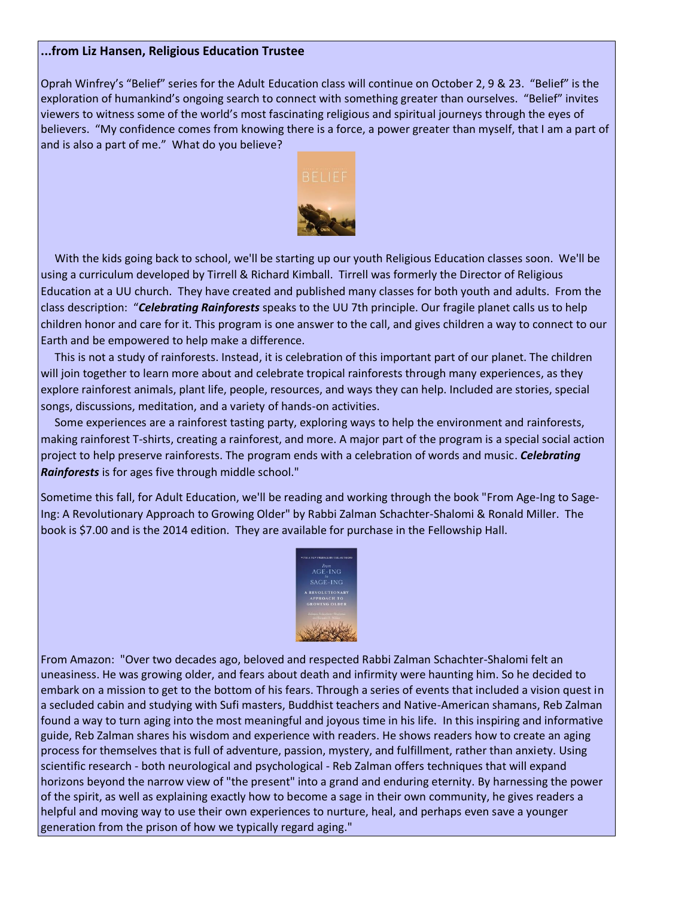**...from Liz Hansen, Religious Education Trustee**

Oprah Winfrey's "Belief" series for the Adult Education class will continue on October 2, 9 & 23. "Belief" is the exploration of humankind's ongoing search to connect with something greater than ourselves. "Belief" invites viewers to witness some of the world's most fascinating religious and spiritual journeys through the eyes of believers. "My confidence comes from knowing there is a force, a power greater than myself, that I am a part of and is also a part of me." What do you believe?

With the kids going back to school, we'll be starting up our youth Religious Education classes soon. We'll be using a curriculum developed by Tirrell & Richard Kimball. Tirrell was formerly the Director of Religious Education at a UU church. They have created and published many classes for both youth and adults. From the class description: "***Celebrating Rainforests*** speaks to the UU 7th principle. Our fragile planet calls us to help children honor and care for it. This program is one answer to the call, and gives children a way to connect to our Earth and be empowered to help make a difference.

This is not a study of rainforests. Instead, it is celebration of this important part of our planet. The children will join together to learn more about and celebrate tropical rainforests through many experiences, as they explore rainforest animals, plant life, people, resources, and ways they can help. Included are stories, special songs, discussions, meditation, and a variety of hands-on activities.

Some experiences are a rainforest tasting party, exploring ways to help the environment and rainforests, making rainforest T-shirts, creating a rainforest, and more. A major part of the program is a special social action project to help preserve rainforests. The program ends with a celebration of words and music. ***Celebrating Rainforests*** is for ages five through middle school."

Sometime this fall, for Adult Education, we'll be reading and working through the book "From Age-Ing to Sage-Ing: A Revolutionary Approach to Growing Older" by Rabbi Zalman Schachter-Shalomi & Ronald Miller. The book is $7.00 and is the 2014 edition. They are available for purchase in the Fellowship Hall.

From Amazon: "Over two decades ago, beloved and respected Rabbi Zalman Schachter-Shalomi felt an uneasiness. He was growing older, and fears about death and infirmity were haunting him. So he decided to embark on a mission to get to the bottom of his fears. Through a series of events that included a vision quest in a secluded cabin and studying with Sufi masters, Buddhist teachers and Native-American shamans, Reb Zalman found a way to turn aging into the most meaningful and joyous time in his life. In this inspiring and informative guide, Reb Zalman shares his wisdom and experience with readers. He shows readers how to create an aging process for themselves that is full of adventure, passion, mystery, and fulfillment, rather than anxiety. Using scientific research - both neurological and psychological - Reb Zalman offers techniques that will expand horizons beyond the narrow view of "the present" into a grand and enduring eternity. By harnessing the power of the spirit, as well as explaining exactly how to become a sage in their own community, he gives readers a helpful and moving way to use their own experiences to nurture, heal, and perhaps even save a younger generation from the prison of how we typically regard aging."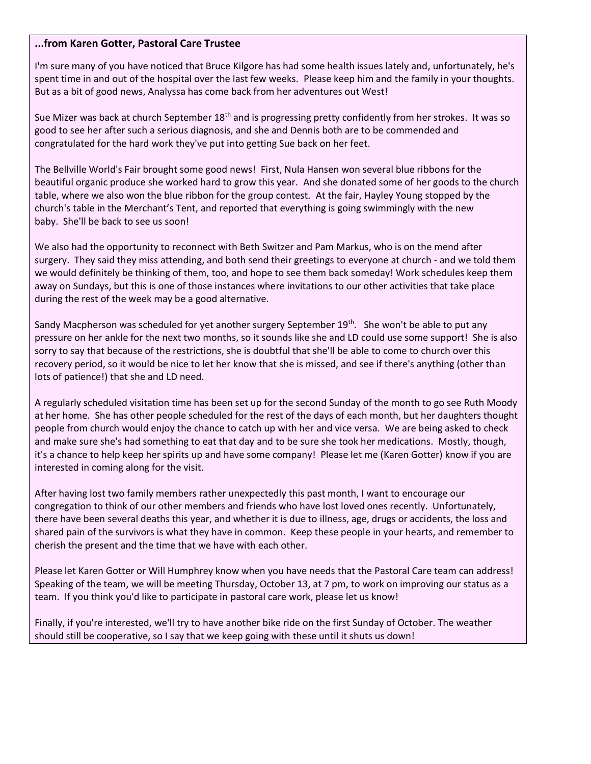**...from Karen Gotter, Pastoral Care Trustee**

I'm sure many of you have noticed that Bruce Kilgore has had some health issues lately and, unfortunately, he's spent time in and out of the hospital over the last few weeks. Please keep him and the family in your thoughts. But as a bit of good news, Analyssa has come back from her adventures out West!

Sue Mizer was back at church September 18th and is progressing pretty confidently from her strokes. It was so good to see her after such a serious diagnosis, and she and Dennis both are to be commended and congratulated for the hard work they've put into getting Sue back on her feet.

The Bellville World's Fair brought some good news! First, Nula Hansen won several blue ribbons for the beautiful organic produce she worked hard to grow this year. And she donated some of her goods to the church table, where we also won the blue ribbon for the group contest. At the fair, Hayley Young stopped by the church's table in the Merchant's Tent, and reported that everything is going swimmingly with the new baby. She'll be back to see us soon!

We also had the opportunity to reconnect with Beth Switzer and Pam Markus, who is on the mend after surgery. They said they miss attending, and both send their greetings to everyone at church - and we told them we would definitely be thinking of them, too, and hope to see them back someday! Work schedules keep them away on Sundays, but this is one of those instances where invitations to our other activities that take place during the rest of the week may be a good alternative.

Sandy Macpherson was scheduled for yet another surgery September 19th. She won't be able to put any pressure on her ankle for the next two months, so it sounds like she and LD could use some support! She is also sorry to say that because of the restrictions, she is doubtful that she'll be able to come to church over this recovery period, so it would be nice to let her know that she is missed, and see if there's anything (other than lots of patience!) that she and LD need.

A regularly scheduled visitation time has been set up for the second Sunday of the month to go see Ruth Moody at her home. She has other people scheduled for the rest of the days of each month, but her daughters thought people from church would enjoy the chance to catch up with her and vice versa. We are being asked to check and make sure she's had something to eat that day and to be sure she took her medications. Mostly, though, it's a chance to help keep her spirits up and have some company! Please let me (Karen Gotter) know if you are interested in coming along for the visit.

After having lost two family members rather unexpectedly this past month, I want to encourage our congregation to think of our other members and friends who have lost loved ones recently. Unfortunately, there have been several deaths this year, and whether it is due to illness, age, drugs or accidents, the loss and shared pain of the survivors is what they have in common. Keep these people in your hearts, and remember to cherish the present and the time that we have with each other.

Please let Karen Gotter or Will Humphrey know when you have needs that the Pastoral Care team can address! Speaking of the team, we will be meeting Thursday, October 13, at 7 pm, to work on improving our status as a team. If you think you'd like to participate in pastoral care work, please let us know!

Finally, if you're interested, we'll try to have another bike ride on the first Sunday of October. The weather should still be cooperative, so I say that we keep going with these until it shuts us down!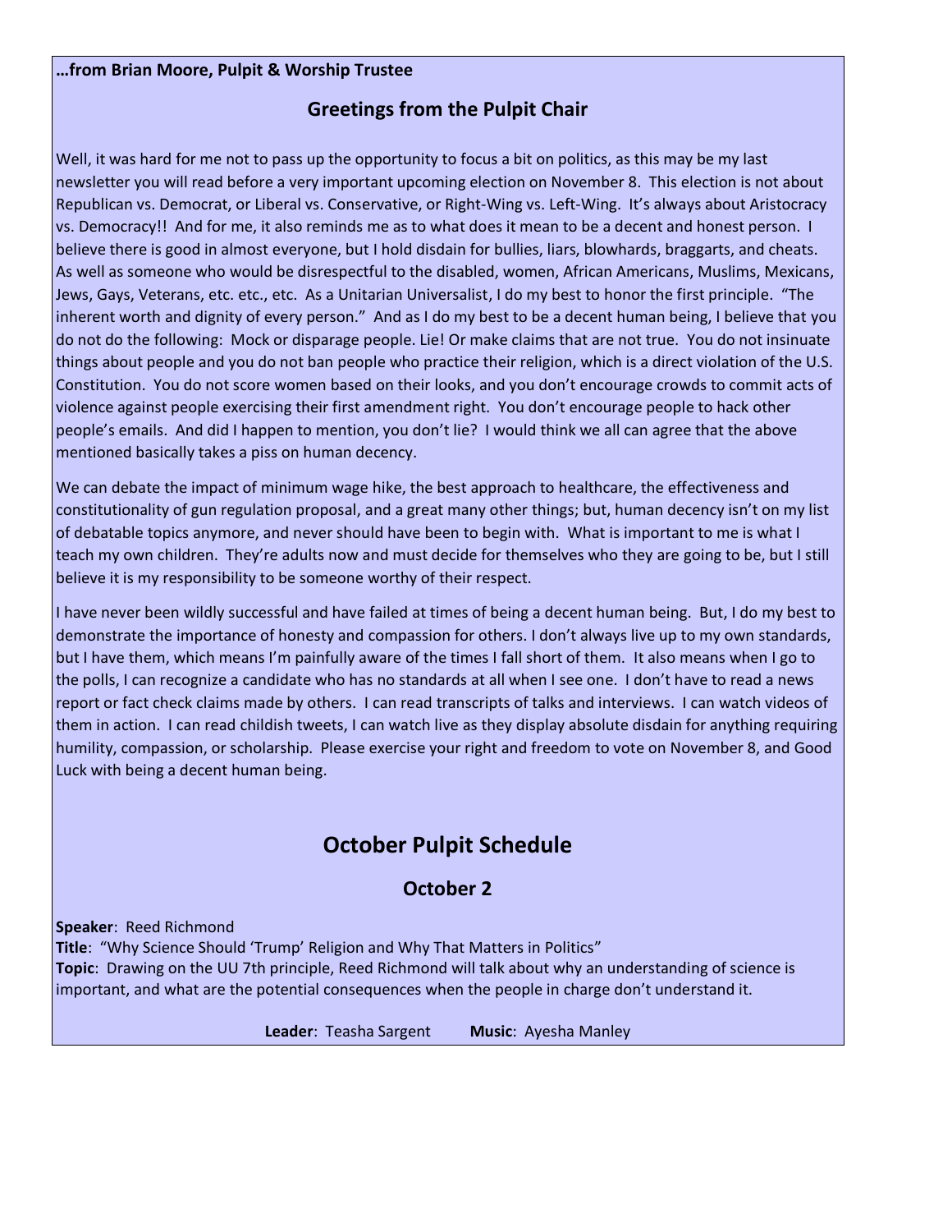**…from Brian Moore, Pulpit & Worship Trustee**

## Greetings from the Pulpit Chair

Well, it was hard for me not to pass up the opportunity to focus a bit on politics, as this may be my last newsletter you will read before a very important upcoming election on November 8. This election is not about Republican vs. Democrat, or Liberal vs. Conservative, or Right-Wing vs. Left-Wing. It's always about Aristocracy vs. Democracy!! And for me, it also reminds me as to what does it mean to be a decent and honest person. I believe there is good in almost everyone, but I hold disdain for bullies, liars, blowhards, braggarts, and cheats. As well as someone who would be disrespectful to the disabled, women, African Americans, Muslims, Mexicans, Jews, Gays, Veterans, etc. etc., etc. As a Unitarian Universalist, I do my best to honor the first principle. "The inherent worth and dignity of every person." And as I do my best to be a decent human being, I believe that you do not do the following: Mock or disparage people. Lie! Or make claims that are not true. You do not insinuate things about people and you do not ban people who practice their religion, which is a direct violation of the U.S. Constitution. You do not score women based on their looks, and you don't encourage crowds to commit acts of violence against people exercising their first amendment right. You don't encourage people to hack other people's emails. And did I happen to mention, you don't lie? I would think we all can agree that the above mentioned basically takes a piss on human decency.

We can debate the impact of minimum wage hike, the best approach to healthcare, the effectiveness and constitutionality of gun regulation proposal, and a great many other things; but, human decency isn't on my list of debatable topics anymore, and never should have been to begin with. What is important to me is what I teach my own children. They're adults now and must decide for themselves who they are going to be, but I still believe it is my responsibility to be someone worthy of their respect.

I have never been wildly successful and have failed at times of being a decent human being. But, I do my best to demonstrate the importance of honesty and compassion for others. I don't always live up to my own standards, but I have them, which means I'm painfully aware of the times I fall short of them. It also means when I go to the polls, I can recognize a candidate who has no standards at all when I see one. I don't have to read a news report or fact check claims made by others. I can read transcripts of talks and interviews. I can watch videos of them in action. I can read childish tweets, I can watch live as they display absolute disdain for anything requiring humility, compassion, or scholarship. Please exercise your right and freedom to vote on November 8, and Good Luck with being a decent human being.

# October Pulpit Schedule

## October 2

**Speaker**: Reed Richmond
**Title**: "Why Science Should 'Trump' Religion and Why That Matters in Politics"
**Topic**: Drawing on the UU 7th principle, Reed Richmond will talk about why an understanding of science is important, and what are the potential consequences when the people in charge don't understand it.

**Leader**: Teasha Sargent **Music**: Ayesha Manley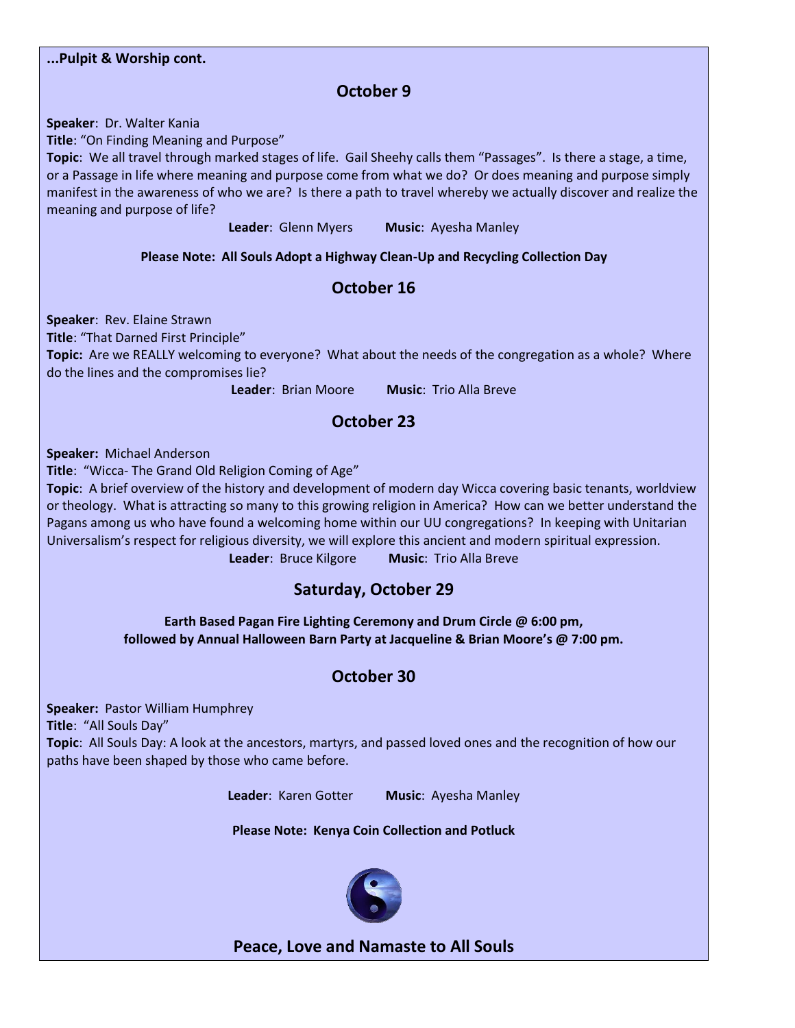**...Pulpit & Worship cont.**

## October 9

**Speaker**: Dr. Walter Kania

**Title**: "On Finding Meaning and Purpose"

**Topic**: We all travel through marked stages of life. Gail Sheehy calls them "Passages". Is there a stage, a time, or a Passage in life where meaning and purpose come from what we do? Or does meaning and purpose simply manifest in the awareness of who we are? Is there a path to travel whereby we actually discover and realize the meaning and purpose of life?

**Leader**: Glenn Myers **Music**: Ayesha Manley

**Please Note: All Souls Adopt a Highway Clean-Up and Recycling Collection Day**

## October 16

**Speaker**: Rev. Elaine Strawn

**Title**: "That Darned First Principle"

**Topic:** Are we REALLY welcoming to everyone? What about the needs of the congregation as a whole? Where do the lines and the compromises lie?

**Leader**: Brian Moore **Music**: Trio Alla Breve

## October 23

**Speaker:** Michael Anderson

**Title**: "Wicca- The Grand Old Religion Coming of Age"

**Topic**: A brief overview of the history and development of modern day Wicca covering basic tenants, worldview or theology. What is attracting so many to this growing religion in America? How can we better understand the Pagans among us who have found a welcoming home within our UU congregations? In keeping with Unitarian Universalism's respect for religious diversity, we will explore this ancient and modern spiritual expression.

**Leader**: Bruce Kilgore **Music**: Trio Alla Breve

## Saturday, October 29

**Earth Based Pagan Fire Lighting Ceremony and Drum Circle @ 6:00 pm, followed by Annual Halloween Barn Party at Jacqueline & Brian Moore's @ 7:00 pm.**

## October 30

**Speaker:** Pastor William Humphrey

**Title**: "All Souls Day"

**Topic**: All Souls Day: A look at the ancestors, martyrs, and passed loved ones and the recognition of how our paths have been shaped by those who came before.

**Leader**: Karen Gotter **Music**: Ayesha Manley

**Please Note: Kenya Coin Collection and Potluck**

**Peace, Love and Namaste to All Souls**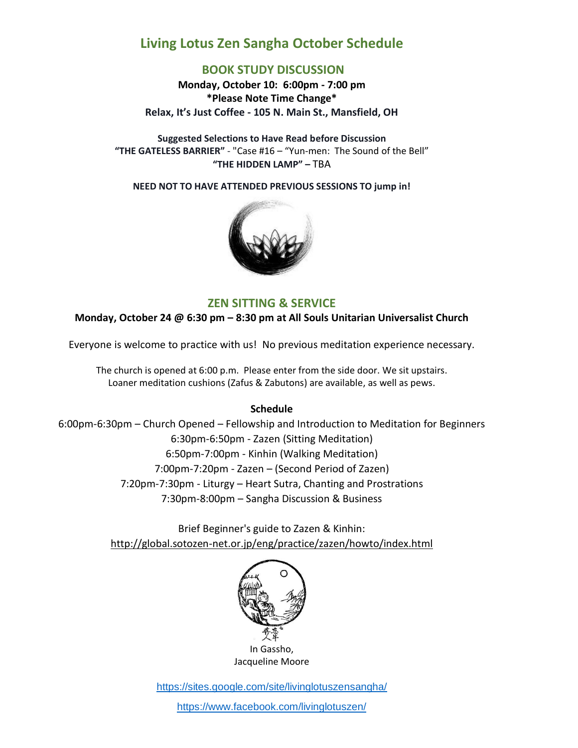# Living Lotus Zen Sangha October Schedule

## BOOK STUDY DISCUSSION

**Monday, October 10: 6:00pm - 7:00 pm**
***Please Note Time Change***
**Relax, It's Just Coffee - 105 N. Main St., Mansfield, OH**

**Suggested Selections to Have Read before Discussion**
**"THE GATELESS BARRIER"** - "Case #16 – "Yun-men: The Sound of the Bell"
**"THE HIDDEN LAMP" –** TBA

**NEED NOT TO HAVE ATTENDED PREVIOUS SESSIONS TO jump in!**

## ZEN SITTING & SERVICE

**Monday, October 24 @ 6:30 pm – 8:30 pm at All Souls Unitarian Universalist Church**

Everyone is welcome to practice with us! No previous meditation experience necessary.

The church is opened at 6:00 p.m. Please enter from the side door. We sit upstairs.
Loaner meditation cushions (Zafus & Zabutons) are available, as well as pews.

**Schedule**

6:00pm-6:30pm – Church Opened – Fellowship and Introduction to Meditation for Beginners
6:30pm-6:50pm - Zazen (Sitting Meditation)
6:50pm-7:00pm - Kinhin (Walking Meditation)
7:00pm-7:20pm - Zazen – (Second Period of Zazen)
7:20pm-7:30pm - Liturgy – Heart Sutra, Chanting and Prostrations
7:30pm-8:00pm – Sangha Discussion & Business

Brief Beginner's guide to Zazen & Kinhin:
http://global.sotozen-net.or.jp/eng/practice/zazen/howto/index.html

In Gassho,
Jacqueline Moore

https://sites.google.com/site/livinglotuszensangha/

https://www.facebook.com/livinglotuszen/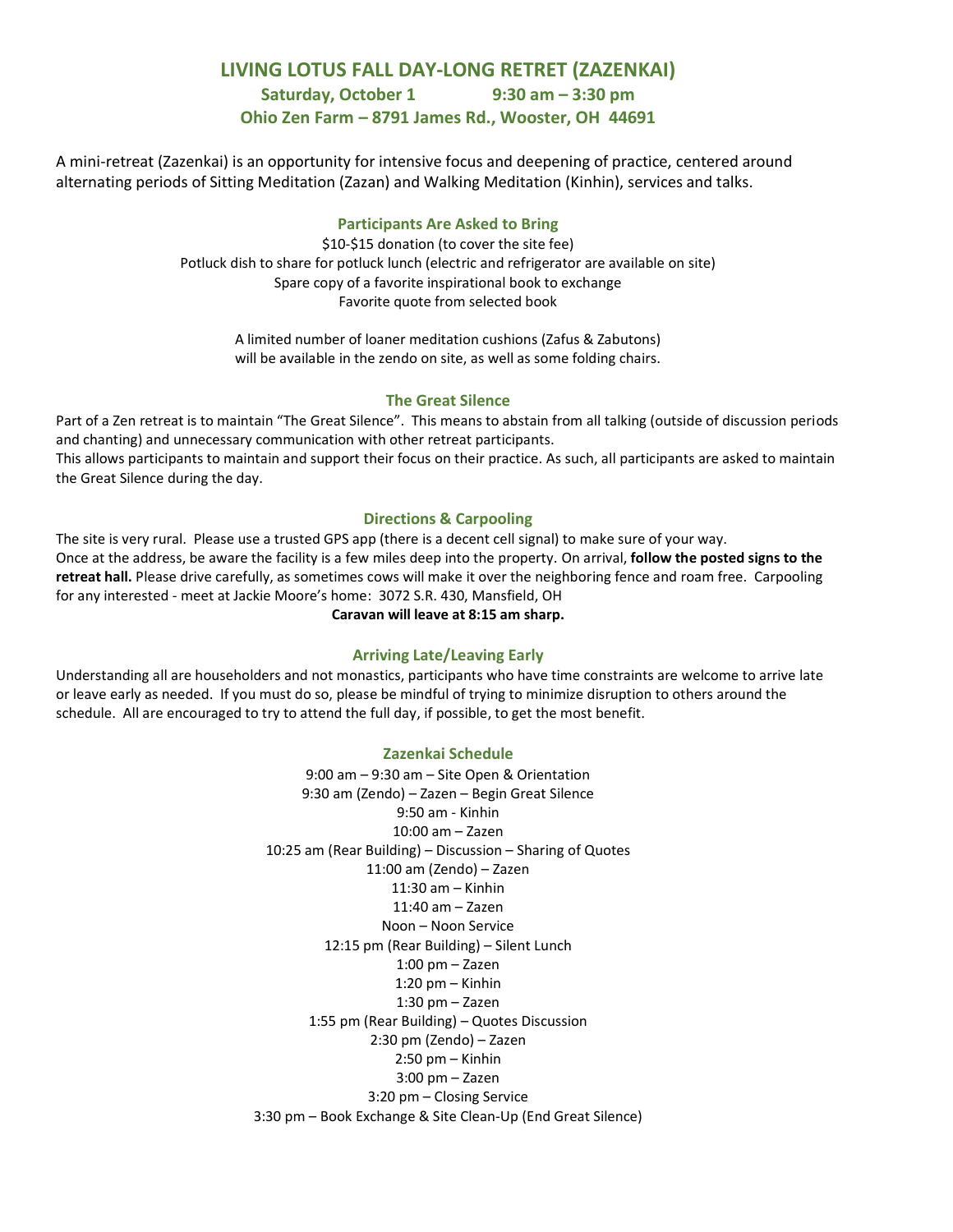# LIVING LOTUS FALL DAY-LONG RETRET (ZAZENKAI)

**Saturday, October 1 9:30 am – 3:30 pm**

**Ohio Zen Farm – 8791 James Rd., Wooster, OH 44691**

A mini-retreat (Zazenkai) is an opportunity for intensive focus and deepening of practice, centered around alternating periods of Sitting Meditation (Zazan) and Walking Meditation (Kinhin), services and talks.

### Participants Are Asked to Bring

$10-$15 donation (to cover the site fee)
Potluck dish to share for potluck lunch (electric and refrigerator are available on site)
Spare copy of a favorite inspirational book to exchange
Favorite quote from selected book

A limited number of loaner meditation cushions (Zafus & Zabutons) will be available in the zendo on site, as well as some folding chairs.

### The Great Silence

Part of a Zen retreat is to maintain "The Great Silence". This means to abstain from all talking (outside of discussion periods and chanting) and unnecessary communication with other retreat participants.
This allows participants to maintain and support their focus on their practice. As such, all participants are asked to maintain the Great Silence during the day.

### Directions & Carpooling

The site is very rural. Please use a trusted GPS app (there is a decent cell signal) to make sure of your way.
Once at the address, be aware the facility is a few miles deep into the property. On arrival, **follow the posted signs to the retreat hall.** Please drive carefully, as sometimes cows will make it over the neighboring fence and roam free. Carpooling for any interested - meet at Jackie Moore's home: 3072 S.R. 430, Mansfield, OH

**Caravan will leave at 8:15 am sharp.**

### Arriving Late/Leaving Early

Understanding all are householders and not monastics, participants who have time constraints are welcome to arrive late or leave early as needed. If you must do so, please be mindful of trying to minimize disruption to others around the schedule. All are encouraged to try to attend the full day, if possible, to get the most benefit.

### Zazenkai Schedule

9:00 am – 9:30 am – Site Open & Orientation
9:30 am (Zendo) – Zazen – Begin Great Silence
9:50 am - Kinhin
10:00 am – Zazen
10:25 am (Rear Building) – Discussion – Sharing of Quotes
11:00 am (Zendo) – Zazen
11:30 am – Kinhin
11:40 am – Zazen
Noon – Noon Service
12:15 pm (Rear Building) – Silent Lunch
1:00 pm – Zazen
1:20 pm – Kinhin
1:30 pm – Zazen
1:55 pm (Rear Building) – Quotes Discussion
2:30 pm (Zendo) – Zazen
2:50 pm – Kinhin
3:00 pm – Zazen
3:20 pm – Closing Service
3:30 pm – Book Exchange & Site Clean-Up (End Great Silence)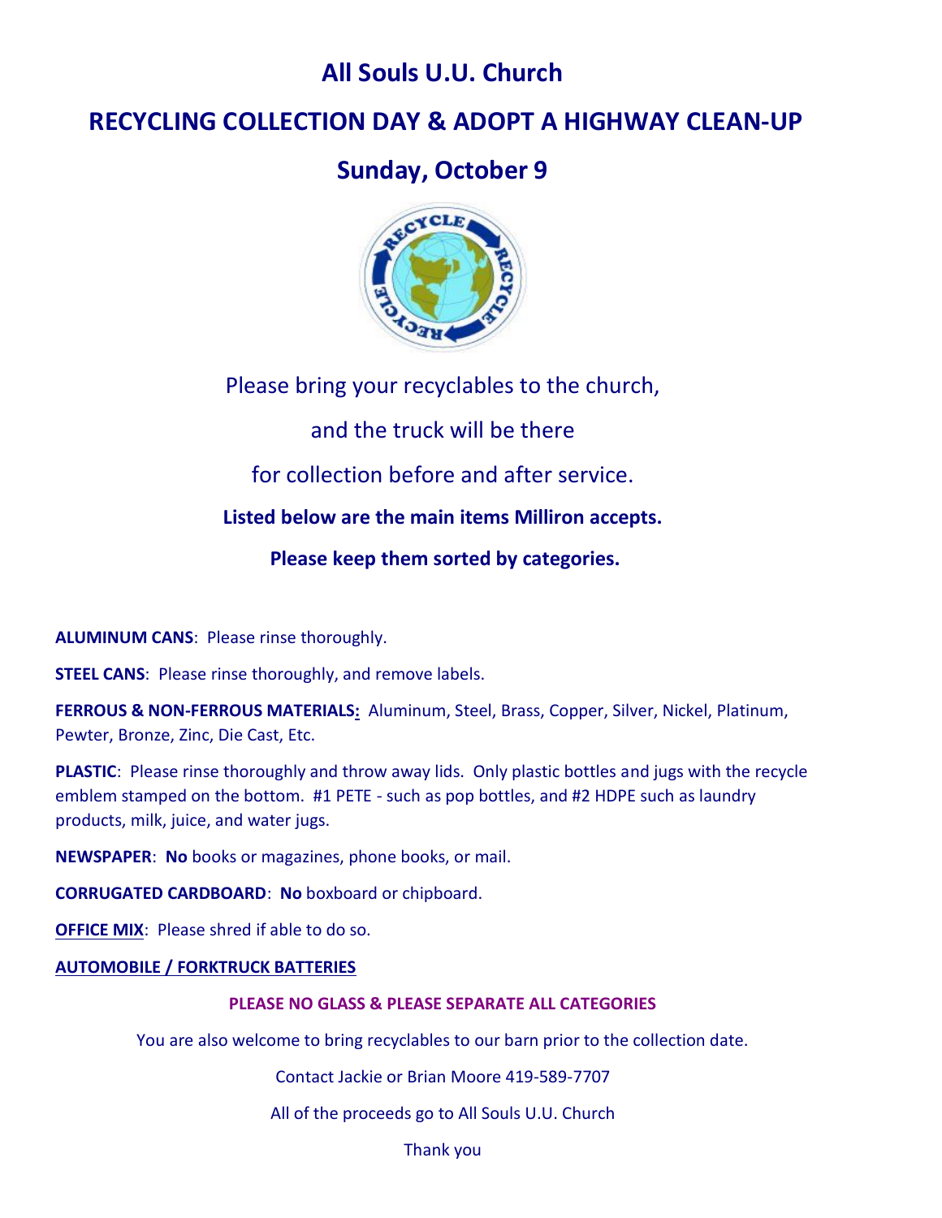# All Souls U.U. Church

## RECYCLING COLLECTION DAY & ADOPT A HIGHWAY CLEAN-UP

## Sunday, October 9

Please bring your recyclables to the church,

and the truck will be there

for collection before and after service.

**Listed below are the main items Milliron accepts.**

**Please keep them sorted by categories.**

**ALUMINUM CANS**: Please rinse thoroughly.

**STEEL CANS**: Please rinse thoroughly, and remove labels.

**FERROUS & NON-FERROUS MATERIALS:** Aluminum, Steel, Brass, Copper, Silver, Nickel, Platinum, Pewter, Bronze, Zinc, Die Cast, Etc.

**PLASTIC**: Please rinse thoroughly and throw away lids. Only plastic bottles and jugs with the recycle emblem stamped on the bottom. #1 PETE - such as pop bottles, and #2 HDPE such as laundry products, milk, juice, and water jugs.

**NEWSPAPER**: **No** books or magazines, phone books, or mail.

**CORRUGATED CARDBOARD**: **No** boxboard or chipboard.

**OFFICE MIX**: Please shred if able to do so.

**AUTOMOBILE / FORKTRUCK BATTERIES**

**PLEASE NO GLASS & PLEASE SEPARATE ALL CATEGORIES**

You are also welcome to bring recyclables to our barn prior to the collection date.

Contact Jackie or Brian Moore 419-589-7707

All of the proceeds go to All Souls U.U. Church

Thank you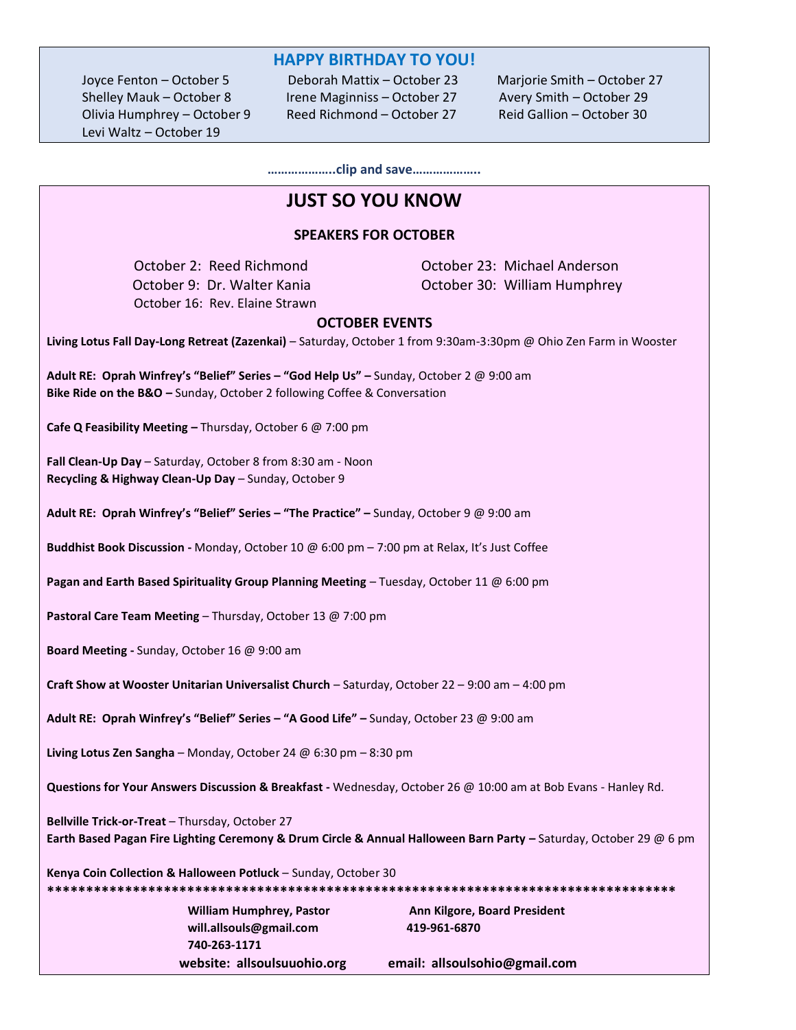## HAPPY BIRTHDAY TO YOU!

Joyce Fenton – October 5
Shelley Mauk – October 8
Olivia Humphrey – October 9
Levi Waltz – October 19
Deborah Mattix – October 23
Irene Maginniss – October 27
Reed Richmond – October 27
Marjorie Smith – October 27
Avery Smith – October 29
Reid Gallion – October 30

**………………..clip and save………………..**

# JUST SO YOU KNOW

### SPEAKERS FOR OCTOBER

October 2: Reed Richmond
October 9: Dr. Walter Kania
October 16: Rev. Elaine Strawn
October 23: Michael Anderson
October 30: William Humphrey

### OCTOBER EVENTS

**Living Lotus Fall Day-Long Retreat (Zazenkai)** – Saturday, October 1 from 9:30am-3:30pm @ Ohio Zen Farm in Wooster

**Adult RE: Oprah Winfrey's "Belief" Series – "God Help Us" –** Sunday, October 2 @ 9:00 am
**Bike Ride on the B&O –** Sunday, October 2 following Coffee & Conversation

**Cafe Q Feasibility Meeting –** Thursday, October 6 @ 7:00 pm

**Fall Clean-Up Day** – Saturday, October 8 from 8:30 am - Noon
**Recycling & Highway Clean-Up Day** – Sunday, October 9

**Adult RE: Oprah Winfrey's "Belief" Series – "The Practice" –** Sunday, October 9 @ 9:00 am

**Buddhist Book Discussion -** Monday, October 10 @ 6:00 pm – 7:00 pm at Relax, It's Just Coffee

**Pagan and Earth Based Spirituality Group Planning Meeting** – Tuesday, October 11 @ 6:00 pm

**Pastoral Care Team Meeting** – Thursday, October 13 @ 7:00 pm

**Board Meeting -** Sunday, October 16 @ 9:00 am

**Craft Show at Wooster Unitarian Universalist Church** – Saturday, October 22 – 9:00 am – 4:00 pm

**Adult RE: Oprah Winfrey's "Belief" Series – "A Good Life" –** Sunday, October 23 @ 9:00 am

**Living Lotus Zen Sangha** – Monday, October 24 @ 6:30 pm – 8:30 pm

**Questions for Your Answers Discussion & Breakfast -** Wednesday, October 26 @ 10:00 am at Bob Evans - Hanley Rd.

**Bellville Trick-or-Treat** – Thursday, October 27
**Earth Based Pagan Fire Lighting Ceremony & Drum Circle & Annual Halloween Barn Party –** Saturday, October 29 @ 6 pm

**Kenya Coin Collection & Halloween Potluck** – Sunday, October 30

**William Humphrey, Pastor**
**will.allsouls@gmail.com**
**740-263-1171**

**Ann Kilgore, Board President**
**419-961-6870**

**website: allsoulsuuohio.org** **email: allsoulsohio@gmail.com**